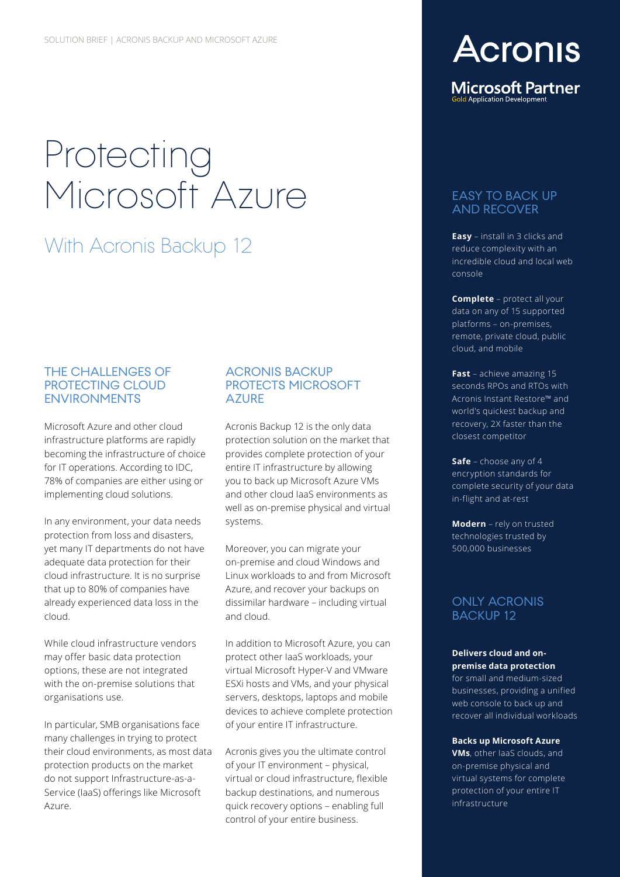# Protecting Microsoft Azure

## With Acronis Backup 12

### THE CHALLENGES OF PROTECTING CLOUD ENVIRONMENTS

Microsoft Azure and other cloud infrastructure platforms are rapidly becoming the infrastructure of choice for IT operations. According to IDC, 78% of companies are either using or implementing cloud solutions.

In any environment, your data needs protection from loss and disasters, yet many IT departments do not have adequate data protection for their cloud infrastructure. It is no surprise that up to 80% of companies have already experienced data loss in the cloud.

While cloud infrastructure vendors may offer basic data protection options, these are not integrated with the on-premise solutions that organisations use.

In particular, SMB organisations face many challenges in trying to protect their cloud environments, as most data protection products on the market do not support Infrastructure-as-a-Service (IaaS) offerings like Microsoft Azure.

### ACRONIS BACKUP PROTECTS MICROSOFT AZURE

Acronis Backup 12 is the only data protection solution on the market that provides complete protection of your entire IT infrastructure by allowing you to back up Microsoft Azure VMs and other cloud IaaS environments as well as on-premise physical and virtual systems.

Moreover, you can migrate your on-premise and cloud Windows and Linux workloads to and from Microsoft Azure, and recover your backups on dissimilar hardware – including virtual and cloud.

In addition to Microsoft Azure, you can protect other IaaS workloads, your virtual Microsoft Hyper-V and VMware ESXi hosts and VMs, and your physical servers, desktops, laptops and mobile devices to achieve complete protection of your entire IT infrastructure.

Acronis gives you the ultimate control of your IT environment – physical, virtual or cloud infrastructure, flexible backup destinations, and numerous quick recovery options – enabling full control of your entire business.

Acronis

Microsoft Partner
Gold Application Development

### EASY TO BACK UP AND RECOVER

**Easy** – install in 3 clicks and reduce complexity with an incredible cloud and local web console

**Complete** – protect all your data on any of 15 supported platforms – on-premises, remote, private cloud, public cloud, and mobile

**Fast** – achieve amazing 15 seconds RPOs and RTOs with Acronis Instant Restore™ and world's quickest backup and recovery, 2X faster than the closest competitor

**Safe** – choose any of 4 encryption standards for complete security of your data in-flight and at-rest

**Modern** – rely on trusted technologies trusted by 500,000 businesses

### ONLY ACRONIS BACKUP 12

**Delivers cloud and on-premise data protection** for small and medium-sized businesses, providing a unified web console to back up and recover all individual workloads

**Backs up Microsoft Azure VMs**, other IaaS clouds, and on-premise physical and virtual systems for complete protection of your entire IT infrastructure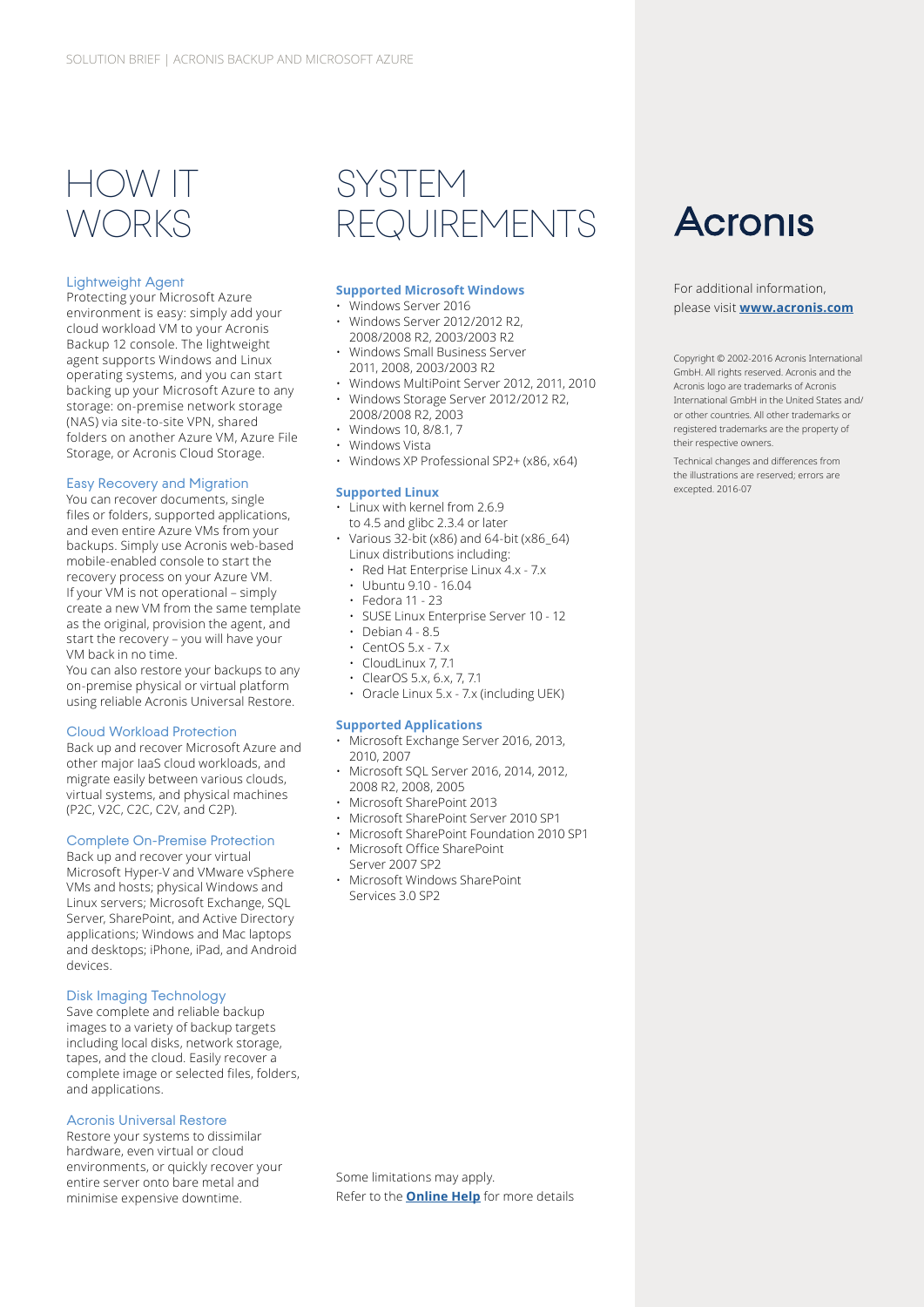# HOW IT WORKS

### Lightweight Agent

Protecting your Microsoft Azure environment is easy: simply add your cloud workload VM to your Acronis Backup 12 console. The lightweight agent supports Windows and Linux operating systems, and you can start backing up your Microsoft Azure to any storage: on-premise network storage (NAS) via site-to-site VPN, shared folders on another Azure VM, Azure File Storage, or Acronis Cloud Storage.

### Easy Recovery and Migration

You can recover documents, single files or folders, supported applications, and even entire Azure VMs from your backups. Simply use Acronis web-based mobile-enabled console to start the recovery process on your Azure VM. If your VM is not operational – simply create a new VM from the same template as the original, provision the agent, and start the recovery – you will have your VM back in no time.

You can also restore your backups to any on-premise physical or virtual platform using reliable Acronis Universal Restore.

### Cloud Workload Protection

Back up and recover Microsoft Azure and other major IaaS cloud workloads, and migrate easily between various clouds, virtual systems, and physical machines (P2C, V2C, C2C, C2V, and C2P).

### Complete On-Premise Protection

Back up and recover your virtual Microsoft Hyper-V and VMware vSphere VMs and hosts; physical Windows and Linux servers; Microsoft Exchange, SQL Server, SharePoint, and Active Directory applications; Windows and Mac laptops and desktops; iPhone, iPad, and Android devices.

### Disk Imaging Technology

Save complete and reliable backup images to a variety of backup targets including local disks, network storage, tapes, and the cloud. Easily recover a complete image or selected files, folders, and applications.

### Acronis Universal Restore

Restore your systems to dissimilar hardware, even virtual or cloud environments, or quickly recover your entire server onto bare metal and minimise expensive downtime.

# SYSTEM REQUIREMENTS

### Supported Microsoft Windows

- Windows Server 2016
- Windows Server 2012/2012 R2, 2008/2008 R2, 2003/2003 R2
- Windows Small Business Server 2011, 2008, 2003/2003 R2
- Windows MultiPoint Server 2012, 2011, 2010
- Windows Storage Server 2012/2012 R2, 2008/2008 R2, 2003
- Windows 10, 8/8.1, 7
- Windows Vista
- Windows XP Professional SP2+ (x86, x64)

### Supported Linux

- Linux with kernel from 2.6.9 to 4.5 and glibc 2.3.4 or later
- Various 32-bit (x86) and 64-bit (x86_64) Linux distributions including:
  - Red Hat Enterprise Linux 4.x - 7.x
  - Ubuntu 9.10 - 16.04
  - Fedora 11 - 23
  - SUSE Linux Enterprise Server 10 - 12
  - Debian 4 - 8.5
  - CentOS 5.x - 7.x
  - CloudLinux 7, 7.1
  - ClearOS 5.x, 6.x, 7, 7.1
  - Oracle Linux 5.x - 7.x (including UEK)

### Supported Applications

- Microsoft Exchange Server 2016, 2013, 2010, 2007
- Microsoft SQL Server 2016, 2014, 2012, 2008 R2, 2008, 2005
- Microsoft SharePoint 2013
- Microsoft SharePoint Server 2010 SP1
- Microsoft SharePoint Foundation 2010 SP1
- Microsoft Office SharePoint Server 2007 SP2
- Microsoft Windows SharePoint Services 3.0 SP2

Some limitations may apply.
Refer to the **Online Help** for more details

Acronis

For additional information, please visit **www.acronis.com**

Copyright © 2002-2016 Acronis International GmbH. All rights reserved. Acronis and the Acronis logo are trademarks of Acronis International GmbH in the United States and/or other countries. All other trademarks or registered trademarks are the property of their respective owners.

Technical changes and differences from the illustrations are reserved; errors are excepted. 2016-07